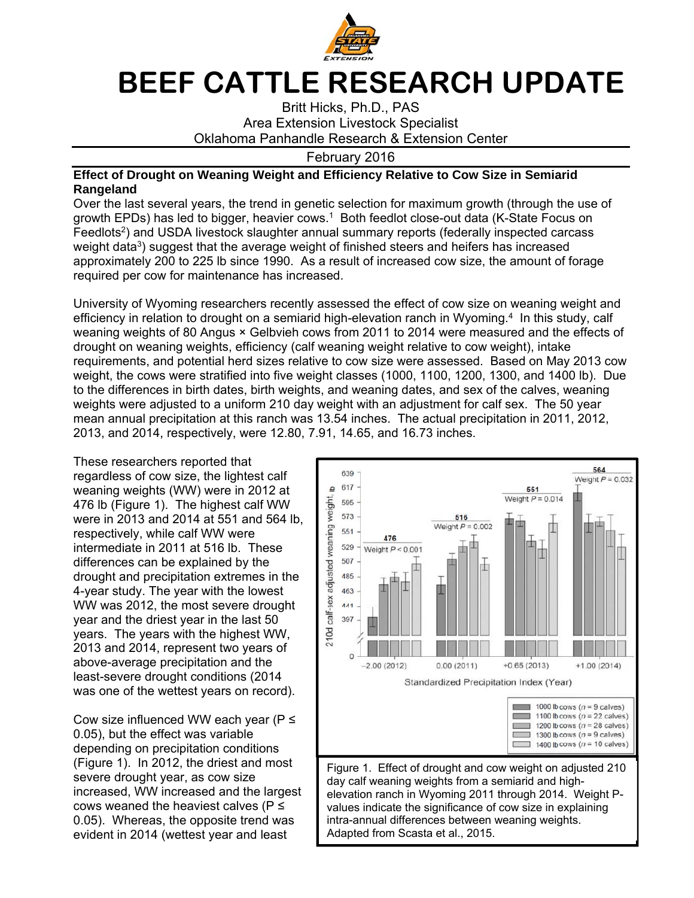# BEEF CATTLE RESEARCH UPDATE

Britt Hicks, Ph.D., PAS
Area Extension Livestock Specialist
Oklahoma Panhandle Research & Extension Center

February 2016

**Effect of Drought on Weaning Weight and Efficiency Relative to Cow Size in Semiarid Rangeland**

Over the last several years, the trend in genetic selection for maximum growth (through the use of growth EPDs) has led to bigger, heavier cows.[1] Both feedlot close-out data (K-State Focus on Feedlots[2]) and USDA livestock slaughter annual summary reports (federally inspected carcass weight data[3]) suggest that the average weight of finished steers and heifers has increased approximately 200 to 225 lb since 1990. As a result of increased cow size, the amount of forage required per cow for maintenance has increased.

University of Wyoming researchers recently assessed the effect of cow size on weaning weight and efficiency in relation to drought on a semiarid high-elevation ranch in Wyoming.[4] In this study, calf weaning weights of 80 Angus × Gelbvieh cows from 2011 to 2014 were measured and the effects of drought on weaning weights, efficiency (calf weaning weight relative to cow weight), intake requirements, and potential herd sizes relative to cow size were assessed. Based on May 2013 cow weight, the cows were stratified into five weight classes (1000, 1100, 1200, 1300, and 1400 lb). Due to the differences in birth dates, birth weights, and weaning dates, and sex of the calves, weaning weights were adjusted to a uniform 210 day weight with an adjustment for calf sex. The 50 year mean annual precipitation at this ranch was 13.54 inches. The actual precipitation in 2011, 2012, 2013, and 2014, respectively, were 12.80, 7.91, 14.65, and 16.73 inches.

These researchers reported that regardless of cow size, the lightest calf weaning weights (WW) were in 2012 at 476 lb (Figure 1). The highest calf WW were in 2013 and 2014 at 551 and 564 lb, respectively, while calf WW were intermediate in 2011 at 516 lb. These differences can be explained by the drought and precipitation extremes in the 4-year study. The year with the lowest WW was 2012, the most severe drought year and the driest year in the last 50 years. The years with the highest WW, 2013 and 2014, represent two years of above-average precipitation and the least-severe drought conditions (2014 was one of the wettest years on record).

Cow size influenced WW each year ($P \leq 0.05$), but the effect was variable depending on precipitation conditions (Figure 1). In 2012, the driest and most severe drought year, as cow size increased, WW increased and the largest cows weaned the heaviest calves ($P \leq 0.05$). Whereas, the opposite trend was evident in 2014 (wettest year and least

210d calf-sex adjusted weaning weight, lb
639, 617, 595, 573, 551, 529, 507, 485, 463, 441, 397, 0
476 Weight $P < 0.001$
516 Weight $P = 0.002$
551 Weight $P = 0.014$
564 Weight $P = 0.032$
−2.00 (2012) 0.00 (2011) +0.65 (2013) +1.00 (2014)
Standardized Precipitation Index (Year)
1000 lb cows ($n = 9$ calves)
1100 lb cows ($n = 22$ calves)
1200 lb cows ($n = 28$ calves)
1300 lb cows ($n = 9$ calves)
1400 lb cows ($n = 10$ calves)

Figure 1. Effect of drought and cow weight on adjusted 210 day calf weaning weights from a semiarid and high-elevation ranch in Wyoming 2011 through 2014. Weight P-values indicate the significance of cow size in explaining intra-annual differences between weaning weights. Adapted from Scasta et al., 2015.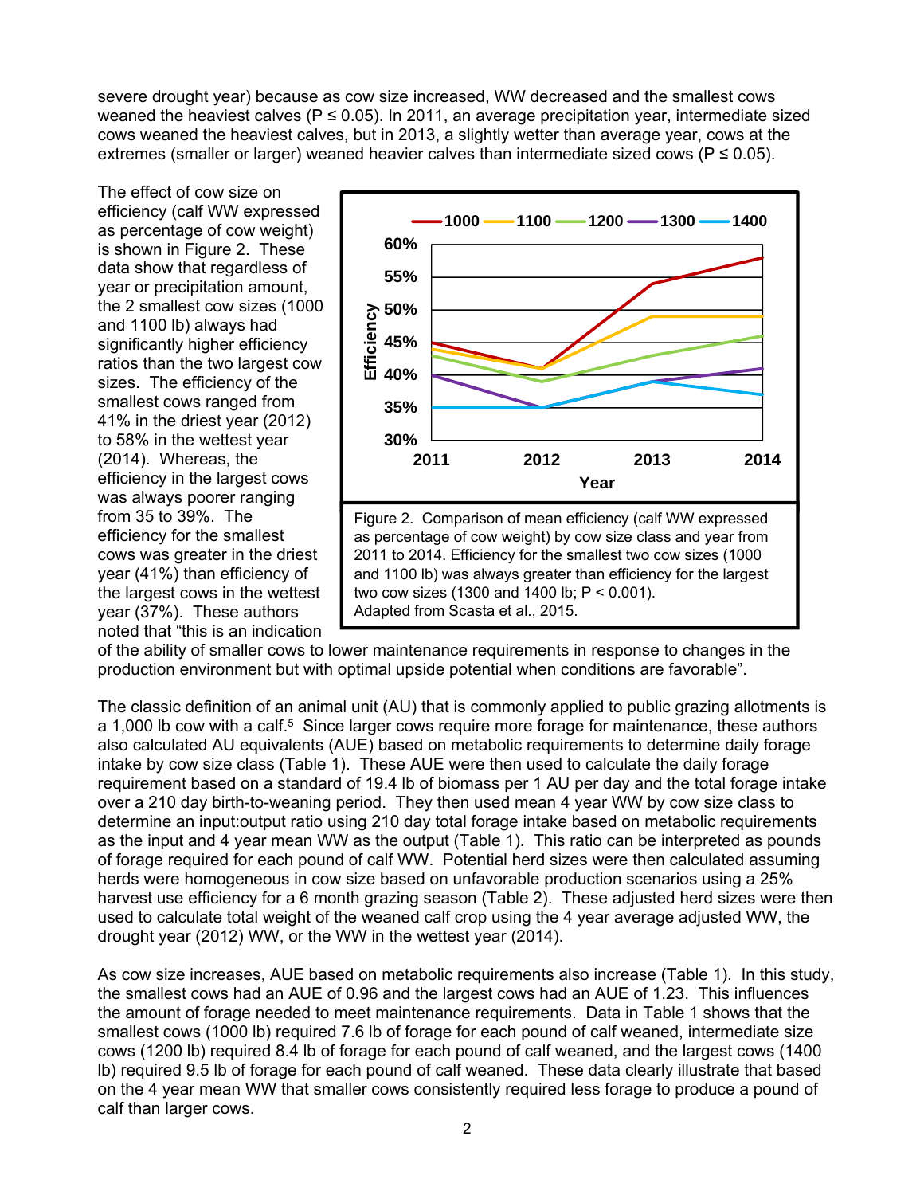severe drought year) because as cow size increased, WW decreased and the smallest cows weaned the heaviest calves ($P \leq 0.05$). In 2011, an average precipitation year, intermediate sized cows weaned the heaviest calves, but in 2013, a slightly wetter than average year, cows at the extremes (smaller or larger) weaned heavier calves than intermediate sized cows ($P \leq 0.05$).

The effect of cow size on efficiency (calf WW expressed as percentage of cow weight) is shown in Figure 2. These data show that regardless of year or precipitation amount, the 2 smallest cow sizes (1000 and 1100 lb) always had significantly higher efficiency ratios than the two largest cow sizes. The efficiency of the smallest cows ranged from 41% in the driest year (2012) to 58% in the wettest year (2014). Whereas, the efficiency in the largest cows was always poorer ranging from 35 to 39%. The efficiency for the smallest cows was greater in the driest year (41%) than efficiency of the largest cows in the wettest year (37%). These authors noted that "this is an indication of the ability of smaller cows to lower maintenance requirements in response to changes in the production environment but with optimal upside potential when conditions are favorable".

1000
1100
1200
1300
1400
60%
55%
50%
45%
40%
35%
30%
Efficiency
2011
2012
2013
2014
Year

Figure 2. Comparison of mean efficiency (calf WW expressed as percentage of cow weight) by cow size class and year from 2011 to 2014. Efficiency for the smallest two cow sizes (1000 and 1100 lb) was always greater than efficiency for the largest two cow sizes (1300 and 1400 lb; $P < 0.001$). Adapted from Scasta et al., 2015.

The classic definition of an animal unit (AU) that is commonly applied to public grazing allotments is a 1,000 lb cow with a calf.[5] Since larger cows require more forage for maintenance, these authors also calculated AU equivalents (AUE) based on metabolic requirements to determine daily forage intake by cow size class (Table 1). These AUE were then used to calculate the daily forage requirement based on a standard of 19.4 lb of biomass per 1 AU per day and the total forage intake over a 210 day birth-to-weaning period. They then used mean 4 year WW by cow size class to determine an input:output ratio using 210 day total forage intake based on metabolic requirements as the input and 4 year mean WW as the output (Table 1). This ratio can be interpreted as pounds of forage required for each pound of calf WW. Potential herd sizes were then calculated assuming herds were homogeneous in cow size based on unfavorable production scenarios using a 25% harvest use efficiency for a 6 month grazing season (Table 2). These adjusted herd sizes were then used to calculate total weight of the weaned calf crop using the 4 year average adjusted WW, the drought year (2012) WW, or the WW in the wettest year (2014).

As cow size increases, AUE based on metabolic requirements also increase (Table 1). In this study, the smallest cows had an AUE of 0.96 and the largest cows had an AUE of 1.23. This influences the amount of forage needed to meet maintenance requirements. Data in Table 1 shows that the smallest cows (1000 lb) required 7.6 lb of forage for each pound of calf weaned, intermediate size cows (1200 lb) required 8.4 lb of forage for each pound of calf weaned, and the largest cows (1400 lb) required 9.5 lb of forage for each pound of calf weaned. These data clearly illustrate that based on the 4 year mean WW that smaller cows consistently required less forage to produce a pound of calf than larger cows.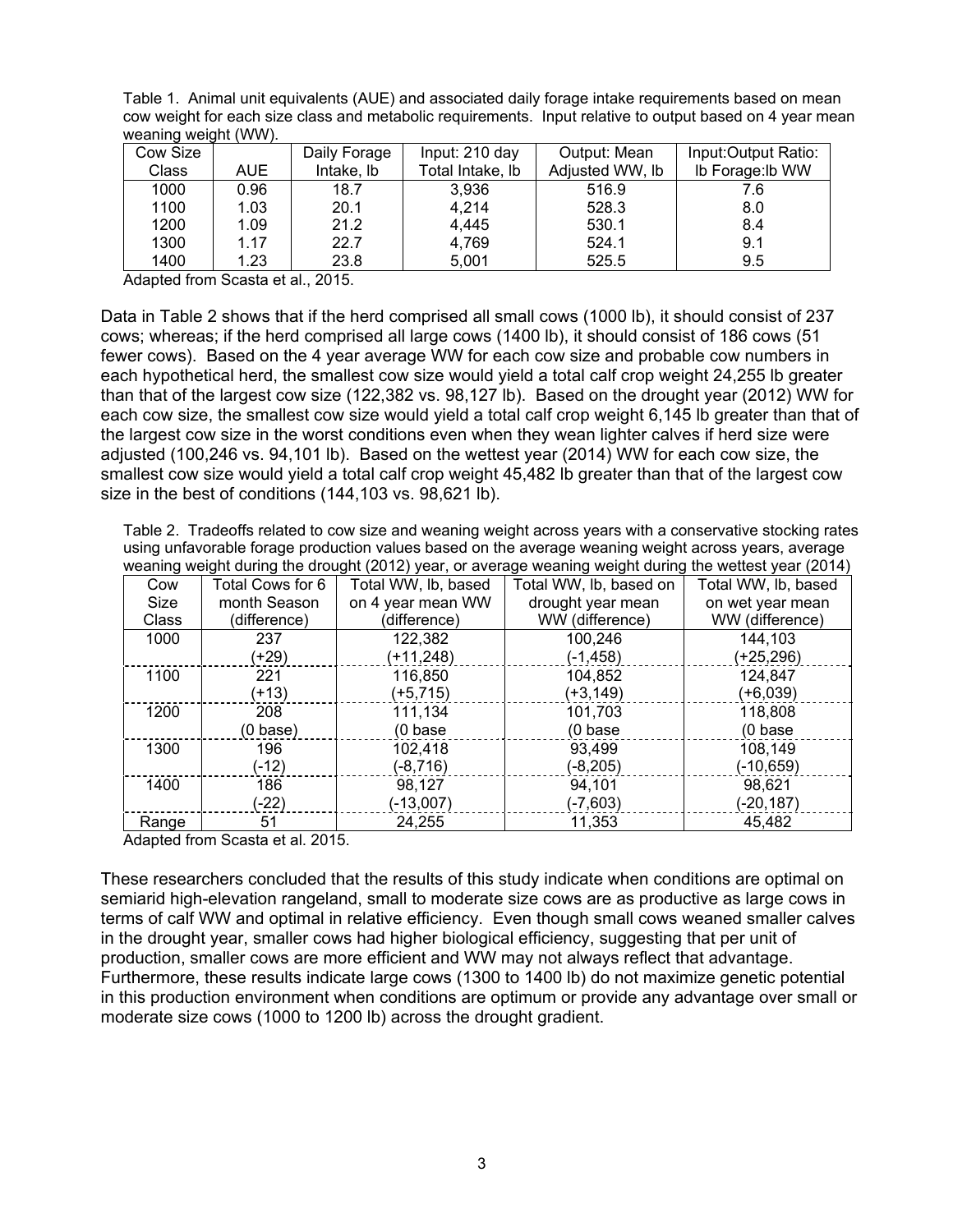Table 1. Animal unit equivalents (AUE) and associated daily forage intake requirements based on mean cow weight for each size class and metabolic requirements. Input relative to output based on 4 year mean weaning weight (WW).

| Cow Size Class | AUE | Daily Forage Intake, lb | Input: 210 day Total Intake, lb | Output: Mean Adjusted WW, lb | Input:Output Ratio: lb Forage:lb WW |
|---|---|---|---|---|---|
| 1000 | 0.96 | 18.7 | 3,936 | 516.9 | 7.6 |
| 1100 | 1.03 | 20.1 | 4,214 | 528.3 | 8.0 |
| 1200 | 1.09 | 21.2 | 4,445 | 530.1 | 8.4 |
| 1300 | 1.17 | 22.7 | 4,769 | 524.1 | 9.1 |
| 1400 | 1.23 | 23.8 | 5,001 | 525.5 | 9.5 |

Adapted from Scasta et al., 2015.

Data in Table 2 shows that if the herd comprised all small cows (1000 lb), it should consist of 237 cows; whereas; if the herd comprised all large cows (1400 lb), it should consist of 186 cows (51 fewer cows). Based on the 4 year average WW for each cow size and probable cow numbers in each hypothetical herd, the smallest cow size would yield a total calf crop weight 24,255 lb greater than that of the largest cow size (122,382 vs. 98,127 lb). Based on the drought year (2012) WW for each cow size, the smallest cow size would yield a total calf crop weight 6,145 lb greater than that of the largest cow size in the worst conditions even when they wean lighter calves if herd size were adjusted (100,246 vs. 94,101 lb). Based on the wettest year (2014) WW for each cow size, the smallest cow size would yield a total calf crop weight 45,482 lb greater than that of the largest cow size in the best of conditions (144,103 vs. 98,621 lb).

Table 2. Tradeoffs related to cow size and weaning weight across years with a conservative stocking rates using unfavorable forage production values based on the average weaning weight across years, average weaning weight during the drought (2012) year, or average weaning weight during the wettest year (2014)

| Cow Size Class | Total Cows for 6 month Season (difference) | Total WW, lb, based on 4 year mean WW (difference) | Total WW, lb, based on drought year mean WW (difference) | Total WW, lb, based on wet year mean WW (difference) |
|---|---|---|---|---|
| 1000 | 237<br>(+29) | 122,382<br>(+11,248) | 100,246<br>(-1,458) | 144,103<br>(+25,296) |
| 1100 | 221<br>(+13) | 116,850<br>(+5,715) | 104,852<br>(+3,149) | 124,847<br>(+6,039) |
| 1200 | 208<br>(0 base) | 111,134<br>(0 base | 101,703<br>(0 base | 118,808<br>(0 base |
| 1300 | 196<br>(-12) | 102,418<br>(-8,716) | 93,499<br>(-8,205) | 108,149<br>(-10,659) |
| 1400 | 186<br>(-22) | 98,127<br>(-13,007) | 94,101<br>(-7,603) | 98,621<br>(-20,187) |
| Range | 51 | 24,255 | 11,353 | 45,482 |

Adapted from Scasta et al. 2015.

These researchers concluded that the results of this study indicate when conditions are optimal on semiarid high-elevation rangeland, small to moderate size cows are as productive as large cows in terms of calf WW and optimal in relative efficiency. Even though small cows weaned smaller calves in the drought year, smaller cows had higher biological efficiency, suggesting that per unit of production, smaller cows are more efficient and WW may not always reflect that advantage. Furthermore, these results indicate large cows (1300 to 1400 lb) do not maximize genetic potential in this production environment when conditions are optimum or provide any advantage over small or moderate size cows (1000 to 1200 lb) across the drought gradient.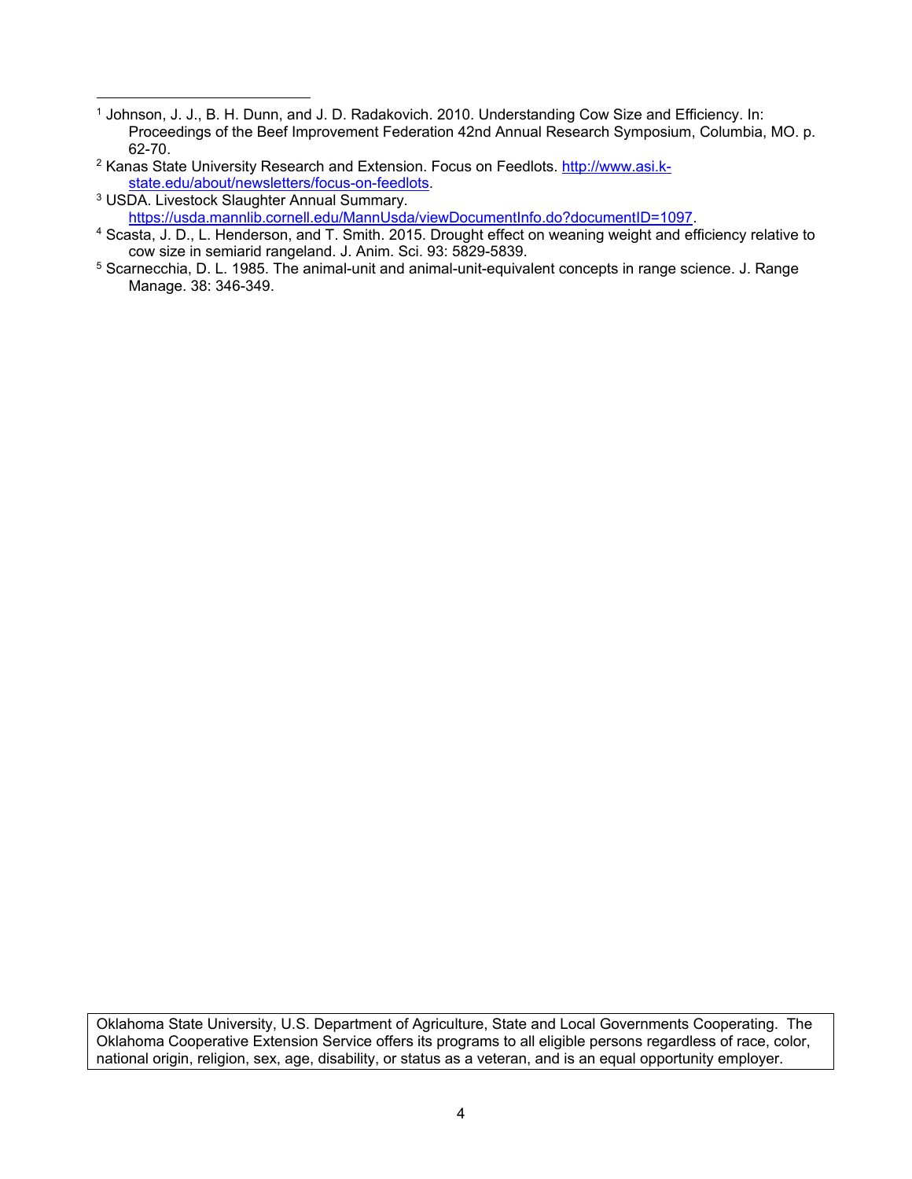[1] Johnson, J. J., B. H. Dunn, and J. D. Radakovich. 2010. Understanding Cow Size and Efficiency. In: Proceedings of the Beef Improvement Federation 42nd Annual Research Symposium, Columbia, MO. p. 62-70.

[2] Kanas State University Research and Extension. Focus on Feedlots. http://www.asi.k-state.edu/about/newsletters/focus-on-feedlots.

[3] USDA. Livestock Slaughter Annual Summary. https://usda.mannlib.cornell.edu/MannUsda/viewDocumentInfo.do?documentID=1097.

[4] Scasta, J. D., L. Henderson, and T. Smith. 2015. Drought effect on weaning weight and efficiency relative to cow size in semiarid rangeland. J. Anim. Sci. 93: 5829-5839.

[5] Scarnecchia, D. L. 1985. The animal-unit and animal-unit-equivalent concepts in range science. J. Range Manage. 38: 346-349.

Oklahoma State University, U.S. Department of Agriculture, State and Local Governments Cooperating. The Oklahoma Cooperative Extension Service offers its programs to all eligible persons regardless of race, color, national origin, religion, sex, age, disability, or status as a veteran, and is an equal opportunity employer.